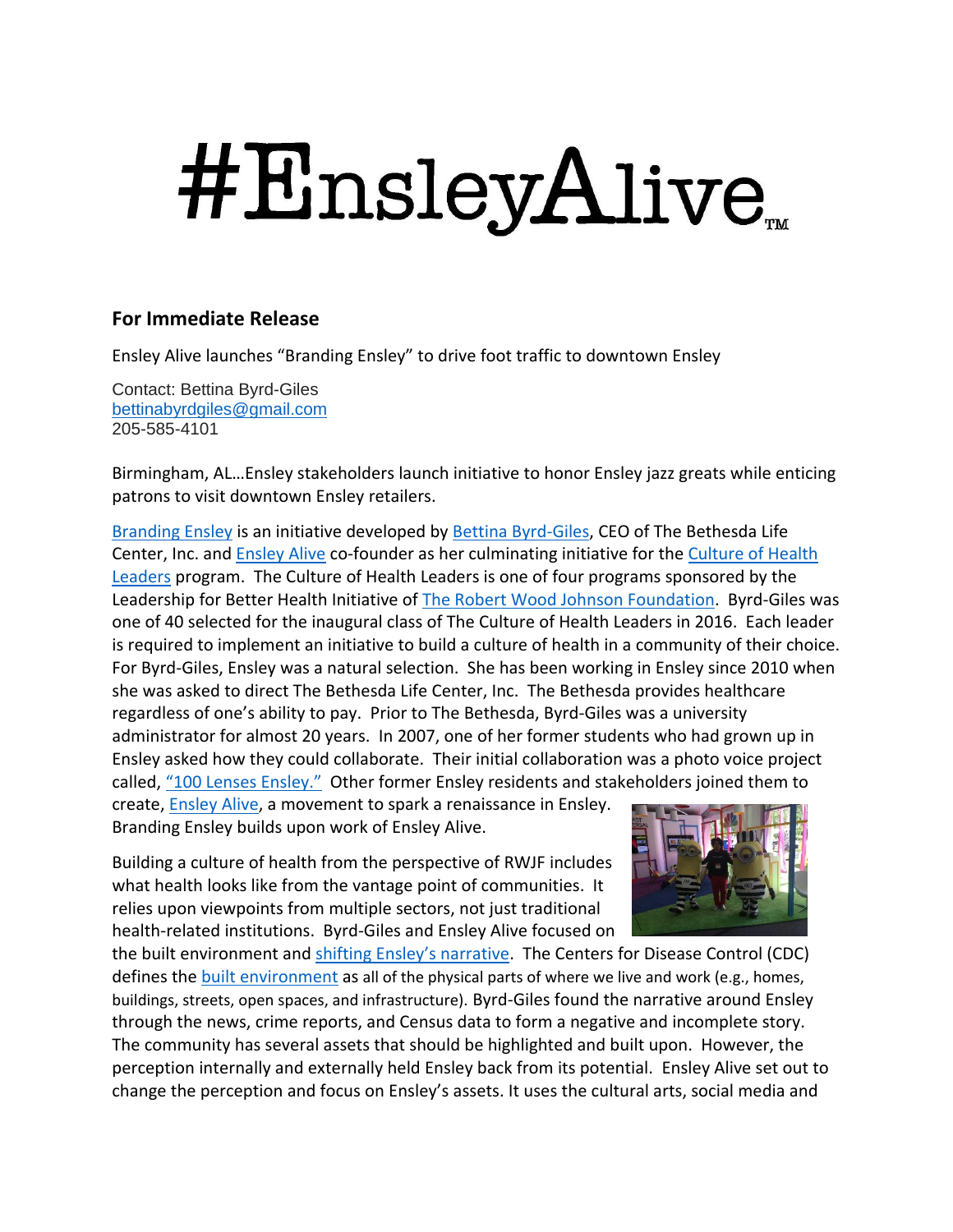# #EnsleyAlive™

## For Immediate Release

Ensley Alive launches "Branding Ensley" to drive foot traffic to downtown Ensley

Contact: Bettina Byrd-Giles
bettinabyrdgiles@gmail.com
205-585-4101

Birmingham, AL…Ensley stakeholders launch initiative to honor Ensley jazz greats while enticing patrons to visit downtown Ensley retailers.

Branding Ensley is an initiative developed by Bettina Byrd-Giles, CEO of The Bethesda Life Center, Inc. and Ensley Alive co-founder as her culminating initiative for the Culture of Health Leaders program. The Culture of Health Leaders is one of four programs sponsored by the Leadership for Better Health Initiative of The Robert Wood Johnson Foundation. Byrd-Giles was one of 40 selected for the inaugural class of The Culture of Health Leaders in 2016. Each leader is required to implement an initiative to build a culture of health in a community of their choice. For Byrd-Giles, Ensley was a natural selection. She has been working in Ensley since 2010 when she was asked to direct The Bethesda Life Center, Inc. The Bethesda provides healthcare regardless of one's ability to pay. Prior to The Bethesda, Byrd-Giles was a university administrator for almost 20 years. In 2007, one of her former students who had grown up in Ensley asked how they could collaborate. Their initial collaboration was a photo voice project called, "100 Lenses Ensley." Other former Ensley residents and stakeholders joined them to create, Ensley Alive, a movement to spark a renaissance in Ensley. Branding Ensley builds upon work of Ensley Alive.

Building a culture of health from the perspective of RWJF includes what health looks like from the vantage point of communities. It relies upon viewpoints from multiple sectors, not just traditional health-related institutions. Byrd-Giles and Ensley Alive focused on the built environment and shifting Ensley's narrative. The Centers for Disease Control (CDC) defines the built environment as all of the physical parts of where we live and work (e.g., homes, buildings, streets, open spaces, and infrastructure). Byrd-Giles found the narrative around Ensley through the news, crime reports, and Census data to form a negative and incomplete story. The community has several assets that should be highlighted and built upon. However, the perception internally and externally held Ensley back from its potential. Ensley Alive set out to change the perception and focus on Ensley's assets. It uses the cultural arts, social media and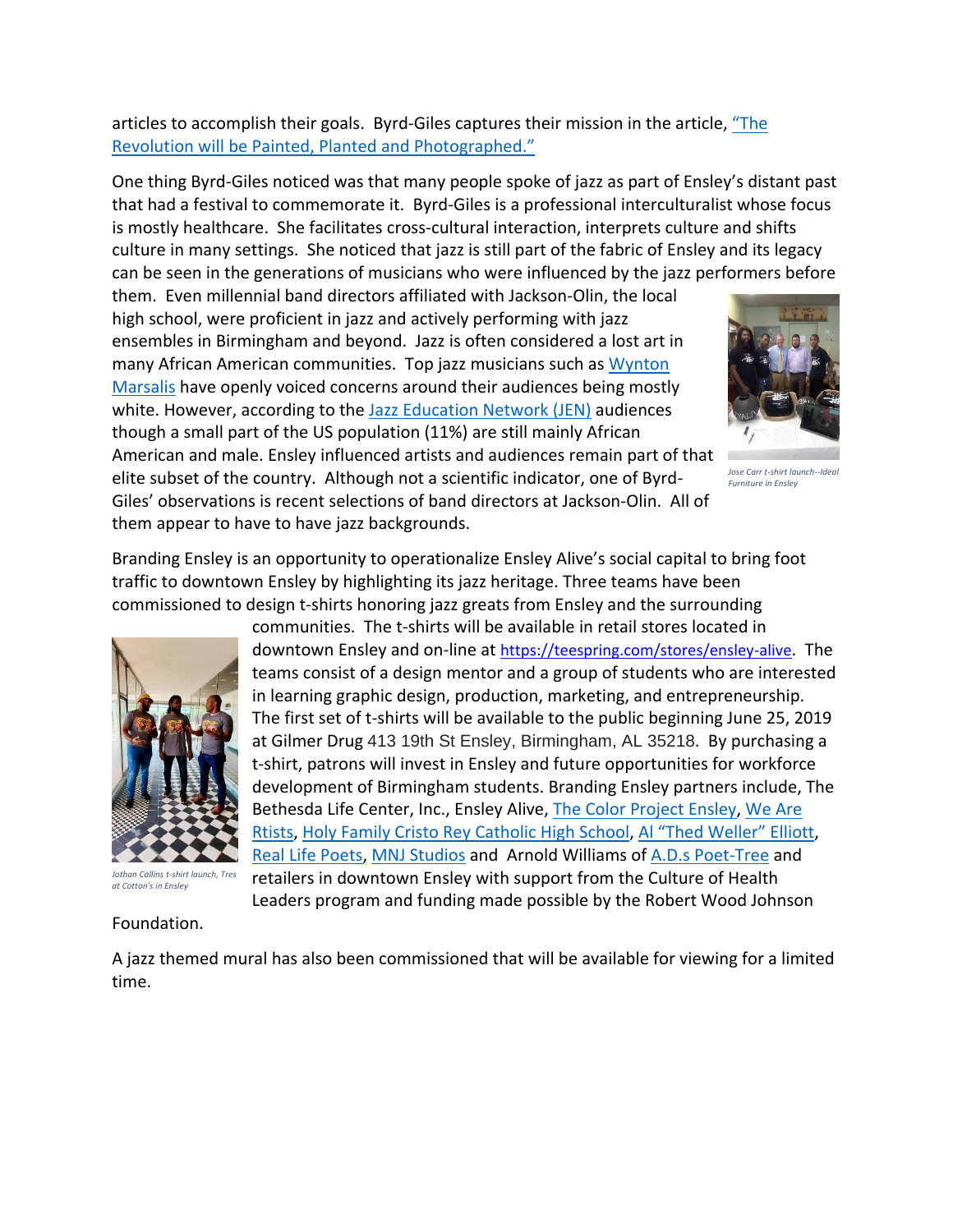articles to accomplish their goals. Byrd-Giles captures their mission in the article, "The Revolution will be Painted, Planted and Photographed."

One thing Byrd-Giles noticed was that many people spoke of jazz as part of Ensley's distant past that had a festival to commemorate it. Byrd-Giles is a professional interculturalist whose focus is mostly healthcare. She facilitates cross-cultural interaction, interprets culture and shifts culture in many settings. She noticed that jazz is still part of the fabric of Ensley and its legacy can be seen in the generations of musicians who were influenced by the jazz performers before them. Even millennial band directors affiliated with Jackson-Olin, the local high school, were proficient in jazz and actively performing with jazz ensembles in Birmingham and beyond. Jazz is often considered a lost art in many African American communities. Top jazz musicians such as Wynton Marsalis have openly voiced concerns around their audiences being mostly white. However, according to the Jazz Education Network (JEN) audiences though a small part of the US population (11%) are still mainly African American and male. Ensley influenced artists and audiences remain part of that elite subset of the country. Although not a scientific indicator, one of Byrd-Giles' observations is recent selections of band directors at Jackson-Olin. All of them appear to have to have jazz backgrounds.

*Jose Carr t-shirt launch--Ideal Furniture in Ensley*

Branding Ensley is an opportunity to operationalize Ensley Alive's social capital to bring foot traffic to downtown Ensley by highlighting its jazz heritage. Three teams have been commissioned to design t-shirts honoring jazz greats from Ensley and the surrounding communities. The t-shirts will be available in retail stores located in downtown Ensley and on-line at https://teespring.com/stores/ensley-alive. The teams consist of a design mentor and a group of students who are interested in learning graphic design, production, marketing, and entrepreneurship. The first set of t-shirts will be available to the public beginning June 25, 2019 at Gilmer Drug 413 19th St Ensley, Birmingham, AL 35218. By purchasing a t-shirt, patrons will invest in Ensley and future opportunities for workforce development of Birmingham students. Branding Ensley partners include, The Bethesda Life Center, Inc., Ensley Alive, The Color Project Ensley, We Are Rtists, Holy Family Cristo Rey Catholic High School, Al "Thed Weller" Elliott, Real Life Poets, MNJ Studios and Arnold Williams of A.D.s Poet-Tree and retailers in downtown Ensley with support from the Culture of Health Leaders program and funding made possible by the Robert Wood Johnson Foundation.

*Jothan Callins t-shirt launch, Tres at Cotton's in Ensley*

A jazz themed mural has also been commissioned that will be available for viewing for a limited time.